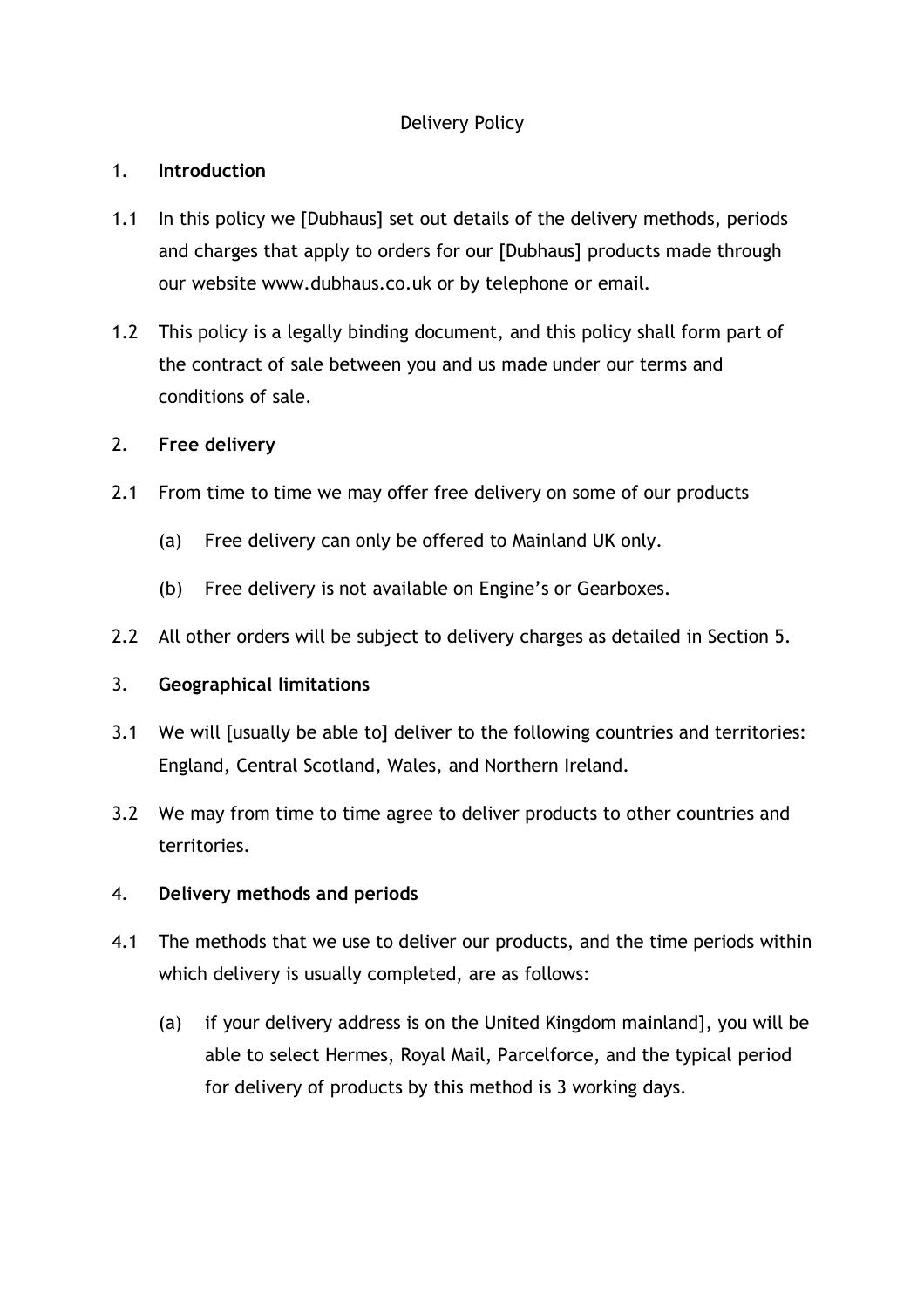Delivery Policy

1. **Introduction**

1.1 In this policy we [Dubhaus] set out details of the delivery methods, periods and charges that apply to orders for our [Dubhaus] products made through our website www.dubhaus.co.uk or by telephone or email.

1.2 This policy is a legally binding document, and this policy shall form part of the contract of sale between you and us made under our terms and conditions of sale.

2. **Free delivery**

2.1 From time to time we may offer free delivery on some of our products

   (a) Free delivery can only be offered to Mainland UK only.

   (b) Free delivery is not available on Engine's or Gearboxes.

2.2 All other orders will be subject to delivery charges as detailed in Section 5.

3. **Geographical limitations**

3.1 We will [usually be able to] deliver to the following countries and territories: England, Central Scotland, Wales, and Northern Ireland.

3.2 We may from time to time agree to deliver products to other countries and territories.

4. **Delivery methods and periods**

4.1 The methods that we use to deliver our products, and the time periods within which delivery is usually completed, are as follows:

   (a) if your delivery address is on the United Kingdom mainland], you will be able to select Hermes, Royal Mail, Parcelforce, and the typical period for delivery of products by this method is 3 working days.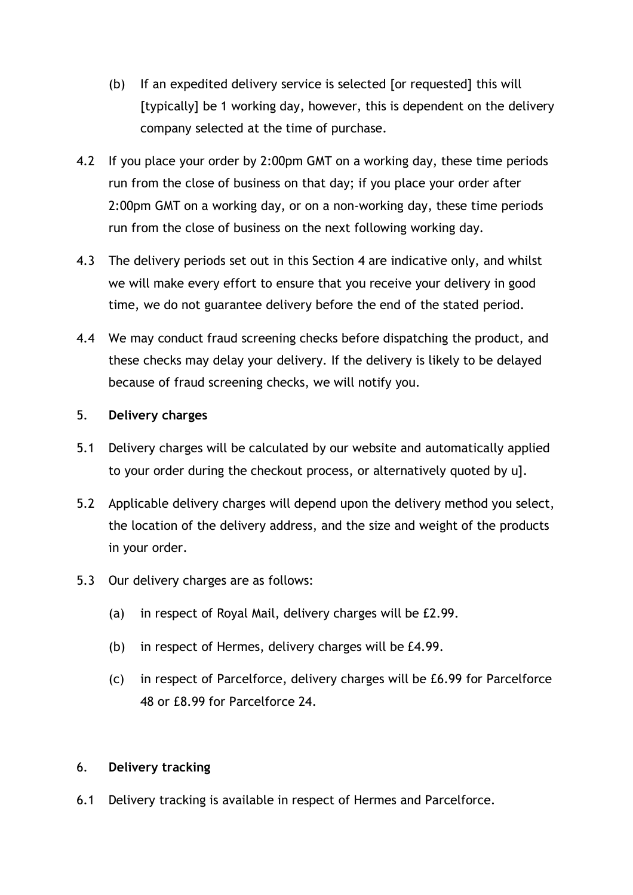(b) If an expedited delivery service is selected [or requested] this will [typically] be 1 working day, however, this is dependent on the delivery company selected at the time of purchase.

4.2 If you place your order by 2:00pm GMT on a working day, these time periods run from the close of business on that day; if you place your order after 2:00pm GMT on a working day, or on a non-working day, these time periods run from the close of business on the next following working day.

4.3 The delivery periods set out in this Section 4 are indicative only, and whilst we will make every effort to ensure that you receive your delivery in good time, we do not guarantee delivery before the end of the stated period.

4.4 We may conduct fraud screening checks before dispatching the product, and these checks may delay your delivery. If the delivery is likely to be delayed because of fraud screening checks, we will notify you.

5. **Delivery charges**

5.1 Delivery charges will be calculated by our website and automatically applied to your order during the checkout process, or alternatively quoted by u].

5.2 Applicable delivery charges will depend upon the delivery method you select, the location of the delivery address, and the size and weight of the products in your order.

5.3 Our delivery charges are as follows:

(a) in respect of Royal Mail, delivery charges will be £2.99.

(b) in respect of Hermes, delivery charges will be £4.99.

(c) in respect of Parcelforce, delivery charges will be £6.99 for Parcelforce 48 or £8.99 for Parcelforce 24.

6. **Delivery tracking**

6.1 Delivery tracking is available in respect of Hermes and Parcelforce.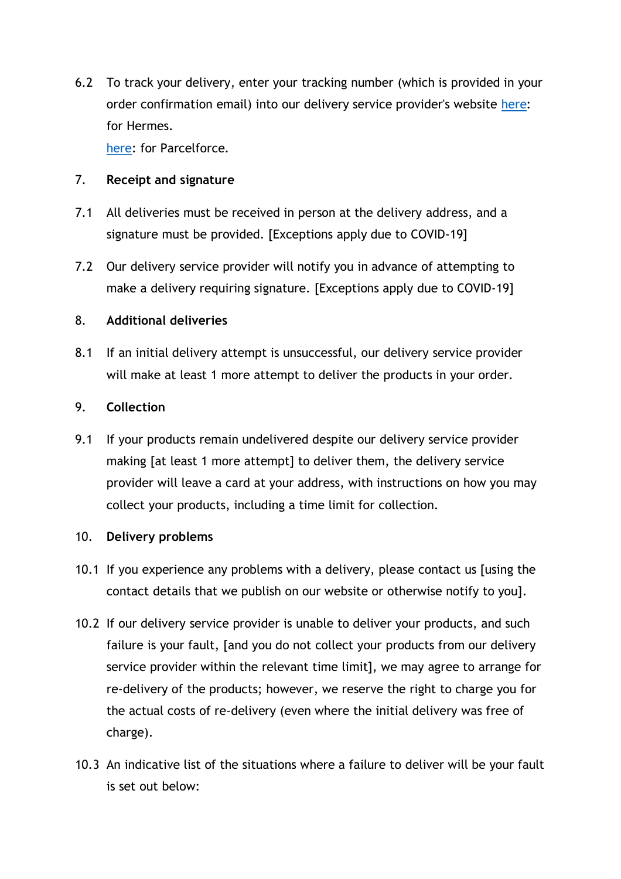6.2 To track your delivery, enter your tracking number (which is provided in your order confirmation email) into our delivery service provider's website here: for Hermes.
here: for Parcelforce.

7. **Receipt and signature**

7.1 All deliveries must be received in person at the delivery address, and a signature must be provided. [Exceptions apply due to COVID-19]

7.2 Our delivery service provider will notify you in advance of attempting to make a delivery requiring signature. [Exceptions apply due to COVID-19]

8. **Additional deliveries**

8.1 If an initial delivery attempt is unsuccessful, our delivery service provider will make at least 1 more attempt to deliver the products in your order.

9. **Collection**

9.1 If your products remain undelivered despite our delivery service provider making [at least 1 more attempt] to deliver them, the delivery service provider will leave a card at your address, with instructions on how you may collect your products, including a time limit for collection.

10. **Delivery problems**

10.1 If you experience any problems with a delivery, please contact us [using the contact details that we publish on our website or otherwise notify to you].

10.2 If our delivery service provider is unable to deliver your products, and such failure is your fault, [and you do not collect your products from our delivery service provider within the relevant time limit], we may agree to arrange for re-delivery of the products; however, we reserve the right to charge you for the actual costs of re-delivery (even where the initial delivery was free of charge).

10.3 An indicative list of the situations where a failure to deliver will be your fault is set out below: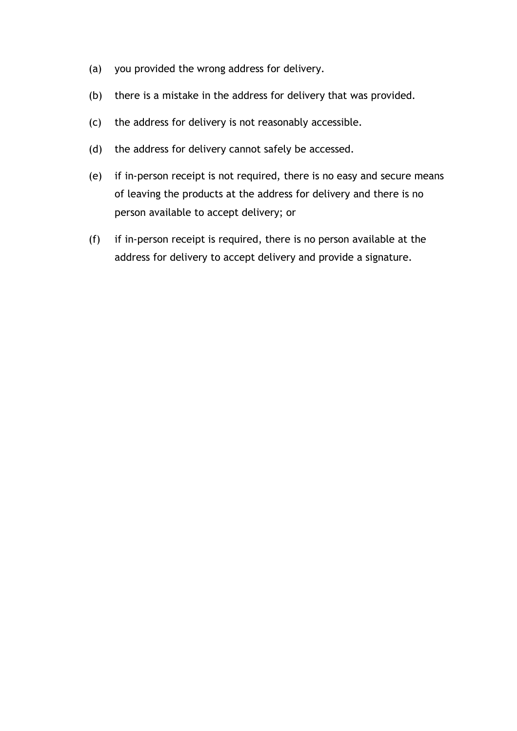(a) you provided the wrong address for delivery.

(b) there is a mistake in the address for delivery that was provided.

(c) the address for delivery is not reasonably accessible.

(d) the address for delivery cannot safely be accessed.

(e) if in-person receipt is not required, there is no easy and secure means of leaving the products at the address for delivery and there is no person available to accept delivery; or

(f) if in-person receipt is required, there is no person available at the address for delivery to accept delivery and provide a signature.